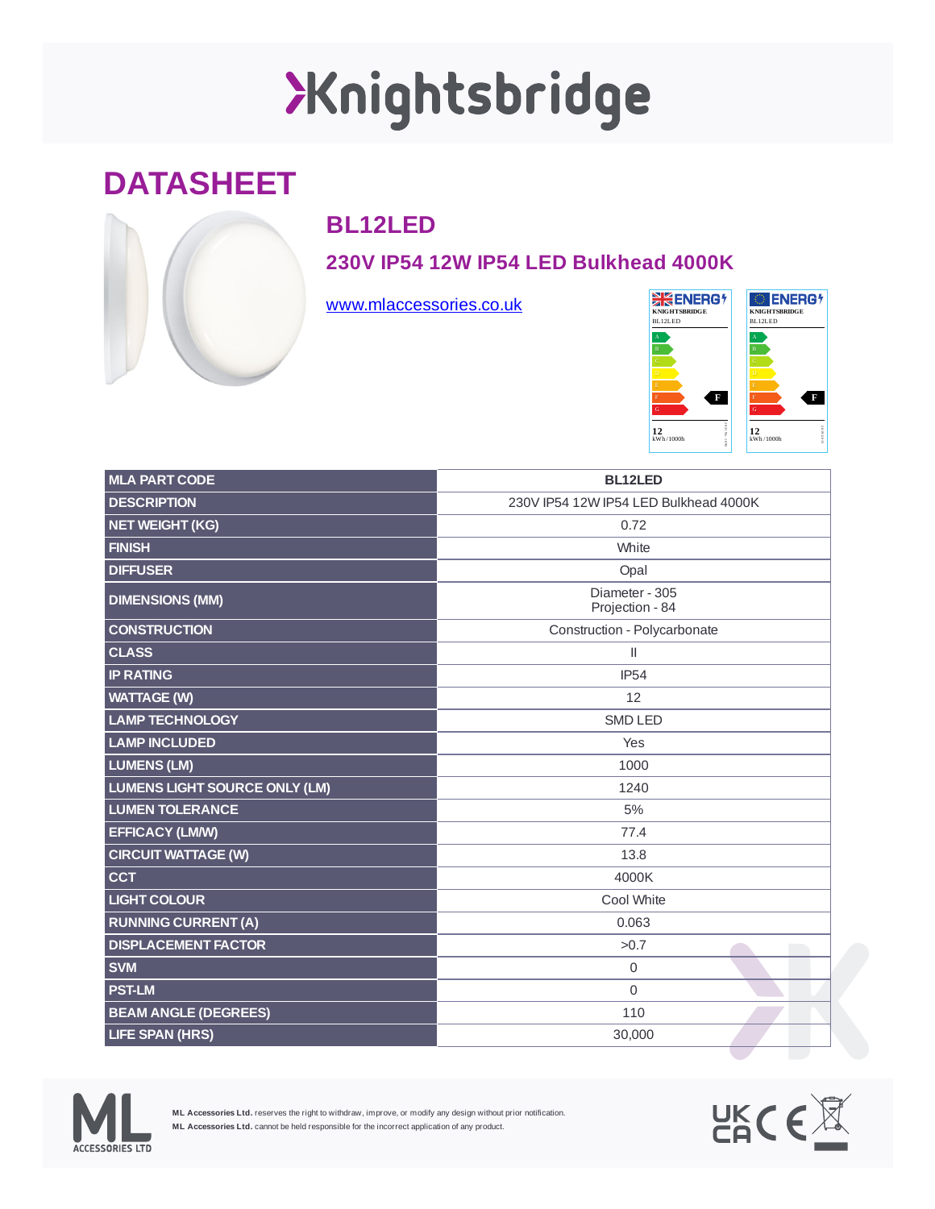# Knightsbridge

## DATASHEET

### BL12LED

### 230V IP54 12W IP54 LED Bulkhead 4000K

[www.mlaccessories.co.uk](http://www.mlaccessories.co.uk)

ENERGY — KNIGHTSBRIDGE — BL12LED — F — 12 kWh/1000h

ENERGY — KNIGHTSBRIDGE — BL12LED — F — 12 kWh/1000h

| MLA PART CODE | BL12LED |
|---|---|
| DESCRIPTION | 230V IP54 12W IP54 LED Bulkhead 4000K |
| NET WEIGHT (KG) | 0.72 |
| FINISH | White |
| DIFFUSER | Opal |
| DIMENSIONS (MM) | Diameter - 305<br>Projection - 84 |
| CONSTRUCTION | Construction - Polycarbonate |
| CLASS | II |
| IP RATING | IP54 |
| WATTAGE (W) | 12 |
| LAMP TECHNOLOGY | SMD LED |
| LAMP INCLUDED | Yes |
| LUMENS (LM) | 1000 |
| LUMENS LIGHT SOURCE ONLY (LM) | 1240 |
| LUMEN TOLERANCE | 5% |
| EFFICACY (LM/W) | 77.4 |
| CIRCUIT WATTAGE (W) | 13.8 |
| CCT | 4000K |
| LIGHT COLOUR | Cool White |
| RUNNING CURRENT (A) | 0.063 |
| DISPLACEMENT FACTOR | >0.7 |
| SVM | 0 |
| PST-LM | 0 |
| BEAM ANGLE (DEGREES) | 110 |
| LIFE SPAN (HRS) | 30,000 |

**ML Accessories Ltd.** reserves the right to withdraw, improve, or modify any design without prior notification.
**ML Accessories Ltd.** cannot be held responsible for the incorrect application of any product.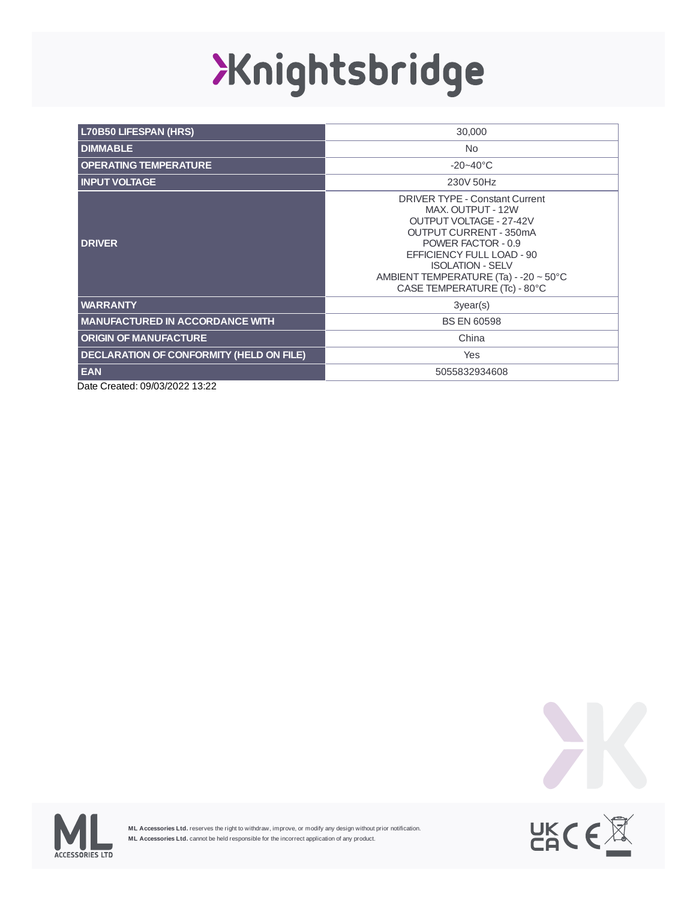# Knightsbridge

| | |
|---|---|
| **L70B50 LIFESPAN (HRS)** | 30,000 |
| **DIMMABLE** | No |
| **OPERATING TEMPERATURE** | -20~40°C |
| **INPUT VOLTAGE** | 230V 50Hz |
| **DRIVER** | DRIVER TYPE - Constant Current<br>MAX. OUTPUT - 12W<br>OUTPUT VOLTAGE - 27-42V<br>OUTPUT CURRENT - 350mA<br>POWER FACTOR - 0.9<br>EFFICIENCY FULL LOAD - 90<br>ISOLATION - SELV<br>AMBIENT TEMPERATURE (Ta) - -20 ~ 50°C<br>CASE TEMPERATURE (Tc) - 80°C |
| **WARRANTY** | 3year(s) |
| **MANUFACTURED IN ACCORDANCE WITH** | BS EN 60598 |
| **ORIGIN OF MANUFACTURE** | China |
| **DECLARATION OF CONFORMITY (HELD ON FILE)** | Yes |
| **EAN** | 5055832934608 |

Date Created: 09/03/2022 13:22

**ML Accessories Ltd.** reserves the right to withdraw, improve, or modify any design without prior notification.
**ML Accessories Ltd.** cannot be held responsible for the incorrect application of any product.